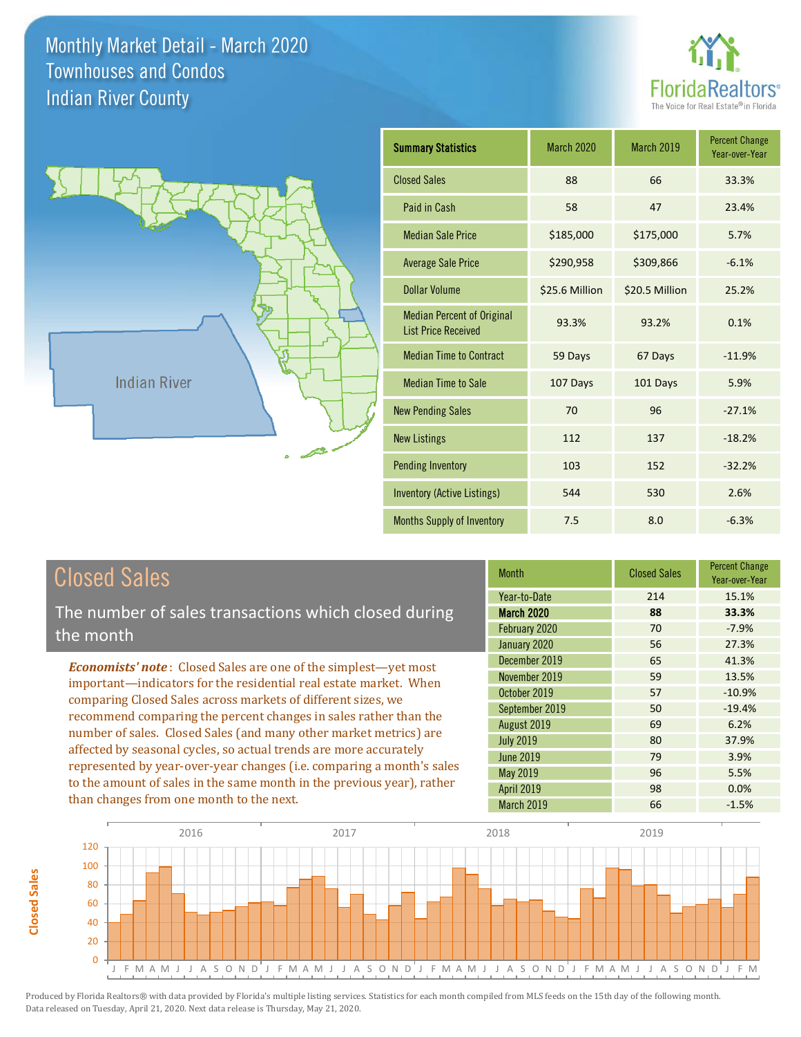# Monthly Market Detail - March 2020
## Townhouses and Condos
## Indian River County

FloridaRealtors® The Voice for Real Estate® in Florida

Indian River

| Summary Statistics | March 2020 | March 2019 | Percent Change Year-over-Year |
|---|---|---|---|
| Closed Sales | 88 | 66 | 33.3% |
| Paid in Cash | 58 | 47 | 23.4% |
| Median Sale Price | $185,000 | $175,000 | 5.7% |
| Average Sale Price | $290,958 | $309,866 | -6.1% |
| Dollar Volume | $25.6 Million | $20.5 Million | 25.2% |
| Median Percent of Original List Price Received | 93.3% | 93.2% | 0.1% |
| Median Time to Contract | 59 Days | 67 Days | -11.9% |
| Median Time to Sale | 107 Days | 101 Days | 5.9% |
| New Pending Sales | 70 | 96 | -27.1% |
| New Listings | 112 | 137 | -18.2% |
| Pending Inventory | 103 | 152 | -32.2% |
| Inventory (Active Listings) | 544 | 530 | 2.6% |
| Months Supply of Inventory | 7.5 | 8.0 | -6.3% |

## Closed Sales

The number of sales transactions which closed during the month

*Economists' note*: Closed Sales are one of the simplest—yet most important—indicators for the residential real estate market. When comparing Closed Sales across markets of different sizes, we recommend comparing the percent changes in sales rather than the number of sales. Closed Sales (and many other market metrics) are affected by seasonal cycles, so actual trends are more accurately represented by year-over-year changes (i.e. comparing a month's sales to the amount of sales in the same month in the previous year), rather than changes from one month to the next.

| Month | Closed Sales | Percent Change Year-over-Year |
|---|---|---|
| Year-to-Date | 214 | 15.1% |
| **March 2020** | **88** | **33.3%** |
| February 2020 | 70 | -7.9% |
| January 2020 | 56 | 27.3% |
| December 2019 | 65 | 41.3% |
| November 2019 | 59 | 13.5% |
| October 2019 | 57 | -10.9% |
| September 2019 | 50 | -19.4% |
| August 2019 | 69 | 6.2% |
| July 2019 | 80 | 37.9% |
| June 2019 | 79 | 3.9% |
| May 2019 | 96 | 5.5% |
| April 2019 | 98 | 0.0% |
| March 2019 | 66 | -1.5% |

Produced by Florida Realtors® with data provided by Florida's multiple listing services. Statistics for each month compiled from MLS feeds on the 15th day of the following month. Data released on Tuesday, April 21, 2020. Next data release is Thursday, May 21, 2020.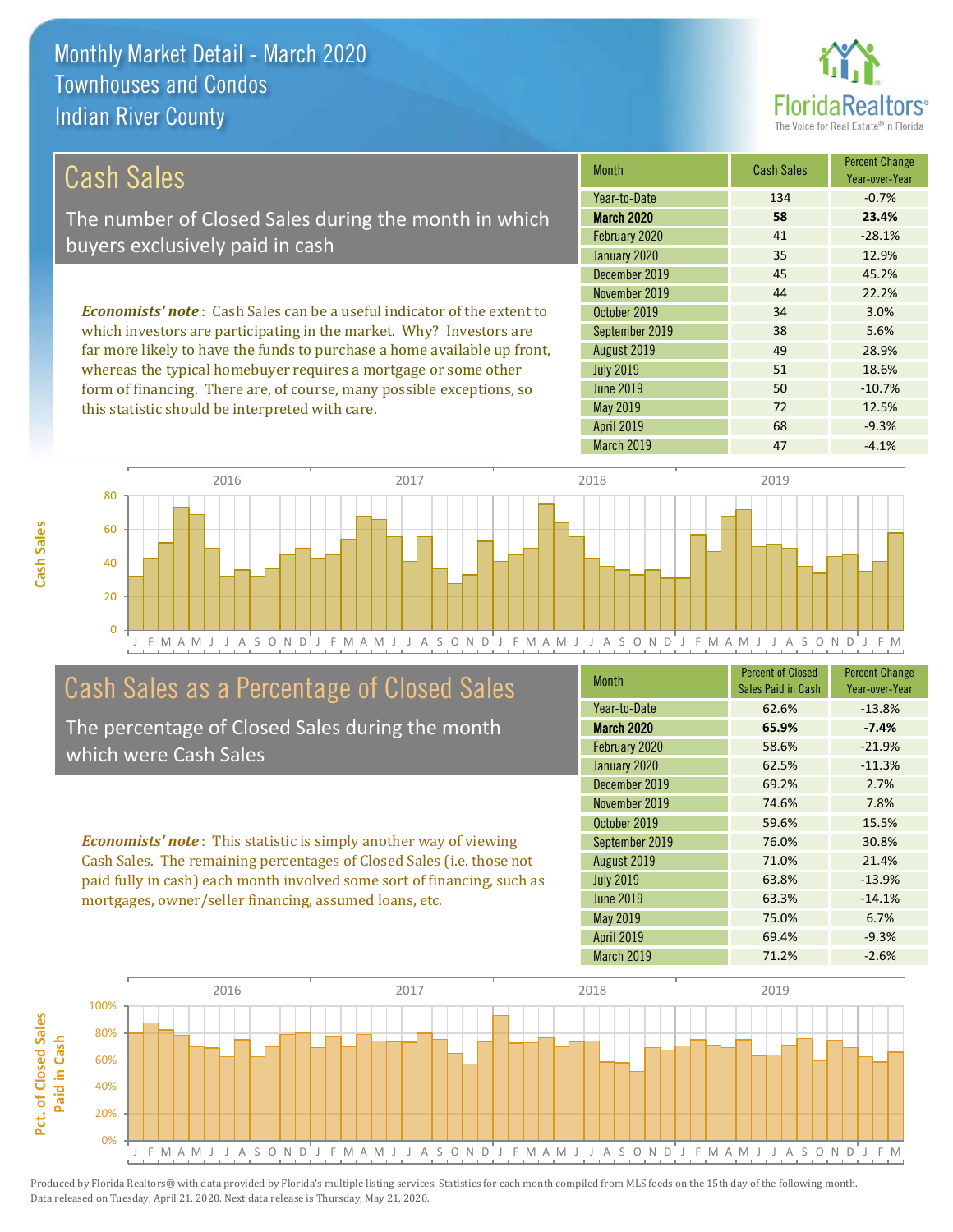# Monthly Market Detail - March 2020
## Townhouses and Condos
## Indian River County

## Cash Sales

The number of Closed Sales during the month in which buyers exclusively paid in cash

***Economists' note***: Cash Sales can be a useful indicator of the extent to which investors are participating in the market. Why? Investors are far more likely to have the funds to purchase a home available up front, whereas the typical homebuyer requires a mortgage or some other form of financing. There are, of course, many possible exceptions, so this statistic should be interpreted with care.

| Month | Cash Sales | Percent Change Year-over-Year |
|---|---|---|
| Year-to-Date | 134 | -0.7% |
| **March 2020** | **58** | **23.4%** |
| February 2020 | 41 | -28.1% |
| January 2020 | 35 | 12.9% |
| December 2019 | 45 | 45.2% |
| November 2019 | 44 | 22.2% |
| October 2019 | 34 | 3.0% |
| September 2019 | 38 | 5.6% |
| August 2019 | 49 | 28.9% |
| July 2019 | 51 | 18.6% |
| June 2019 | 50 | -10.7% |
| May 2019 | 72 | 12.5% |
| April 2019 | 68 | -9.3% |
| March 2019 | 47 | -4.1% |

## Cash Sales as a Percentage of Closed Sales

The percentage of Closed Sales during the month which were Cash Sales

***Economists' note***: This statistic is simply another way of viewing Cash Sales. The remaining percentages of Closed Sales (i.e. those not paid fully in cash) each month involved some sort of financing, such as mortgages, owner/seller financing, assumed loans, etc.

| Month | Percent of Closed Sales Paid in Cash | Percent Change Year-over-Year |
|---|---|---|
| Year-to-Date | 62.6% | -13.8% |
| **March 2020** | **65.9%** | **-7.4%** |
| February 2020 | 58.6% | -21.9% |
| January 2020 | 62.5% | -11.3% |
| December 2019 | 69.2% | 2.7% |
| November 2019 | 74.6% | 7.8% |
| October 2019 | 59.6% | 15.5% |
| September 2019 | 76.0% | 30.8% |
| August 2019 | 71.0% | 21.4% |
| July 2019 | 63.8% | -13.9% |
| June 2019 | 63.3% | -14.1% |
| May 2019 | 75.0% | 6.7% |
| April 2019 | 69.4% | -9.3% |
| March 2019 | 71.2% | -2.6% |

Produced by Florida Realtors® with data provided by Florida's multiple listing services. Statistics for each month compiled from MLS feeds on the 15th day of the following month. Data released on Tuesday, April 21, 2020. Next data release is Thursday, May 21, 2020.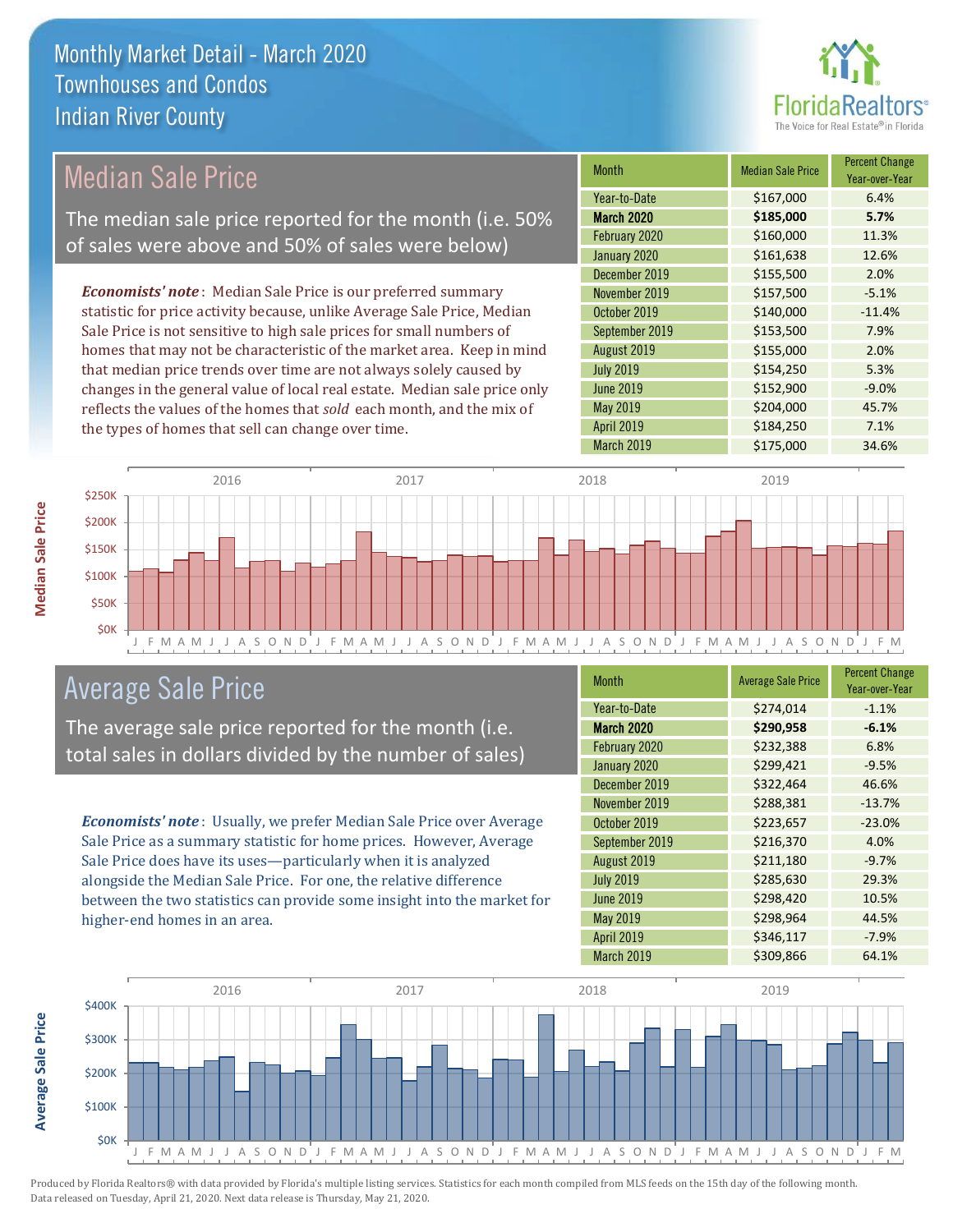# Monthly Market Detail - March 2020
## Townhouses and Condos
## Indian River County

## Median Sale Price

The median sale price reported for the month (i.e. 50% of sales were above and 50% of sales were below)

***Economists' note***: Median Sale Price is our preferred summary statistic for price activity because, unlike Average Sale Price, Median Sale Price is not sensitive to high sale prices for small numbers of homes that may not be characteristic of the market area. Keep in mind that median price trends over time are not always solely caused by changes in the general value of local real estate. Median sale price only reflects the values of the homes that *sold* each month, and the mix of the types of homes that sell can change over time.

| Month | Median Sale Price | Percent Change Year-over-Year |
|---|---|---|
| Year-to-Date | $167,000 | 6.4% |
| **March 2020** | **$185,000** | **5.7%** |
| February 2020 | $160,000 | 11.3% |
| January 2020 | $161,638 | 12.6% |
| December 2019 | $155,500 | 2.0% |
| November 2019 | $157,500 | -5.1% |
| October 2019 | $140,000 | -11.4% |
| September 2019 | $153,500 | 7.9% |
| August 2019 | $155,000 | 2.0% |
| July 2019 | $154,250 | 5.3% |
| June 2019 | $152,900 | -9.0% |
| May 2019 | $204,000 | 45.7% |
| April 2019 | $184,250 | 7.1% |
| March 2019 | $175,000 | 34.6% |

## Average Sale Price

The average sale price reported for the month (i.e. total sales in dollars divided by the number of sales)

***Economists' note***: Usually, we prefer Median Sale Price over Average Sale Price as a summary statistic for home prices. However, Average Sale Price does have its uses—particularly when it is analyzed alongside the Median Sale Price. For one, the relative difference between the two statistics can provide some insight into the market for higher-end homes in an area.

| Month | Average Sale Price | Percent Change Year-over-Year |
|---|---|---|
| Year-to-Date | $274,014 | -1.1% |
| **March 2020** | **$290,958** | **-6.1%** |
| February 2020 | $232,388 | 6.8% |
| January 2020 | $299,421 | -9.5% |
| December 2019 | $322,464 | 46.6% |
| November 2019 | $288,381 | -13.7% |
| October 2019 | $223,657 | -23.0% |
| September 2019 | $216,370 | 4.0% |
| August 2019 | $211,180 | -9.7% |
| July 2019 | $285,630 | 29.3% |
| June 2019 | $298,420 | 10.5% |
| May 2019 | $298,964 | 44.5% |
| April 2019 | $346,117 | -7.9% |
| March 2019 | $309,866 | 64.1% |

Produced by Florida Realtors® with data provided by Florida's multiple listing services. Statistics for each month compiled from MLS feeds on the 15th day of the following month. Data released on Tuesday, April 21, 2020. Next data release is Thursday, May 21, 2020.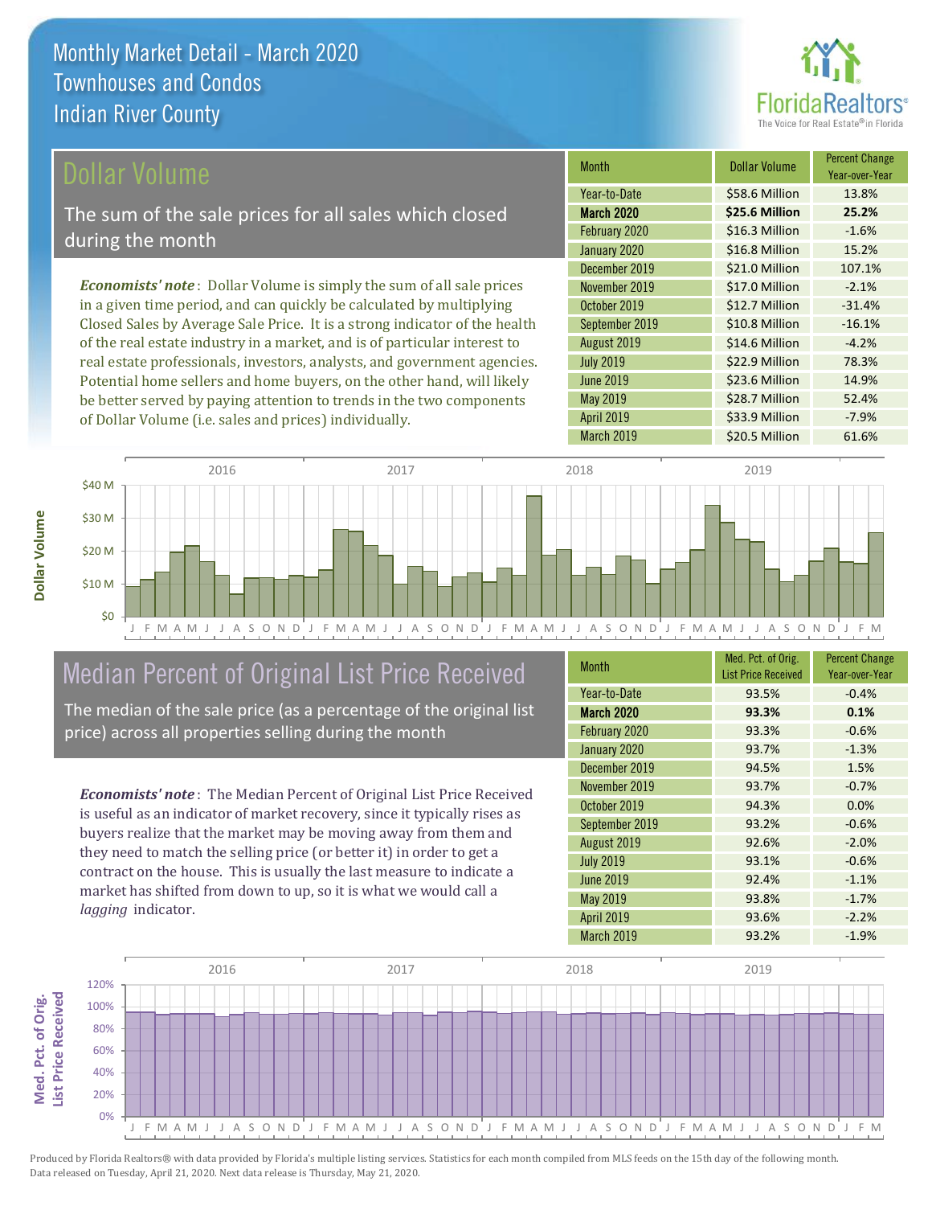# Monthly Market Detail - March 2020
## Townhouses and Condos
## Indian River County

## Dollar Volume

The sum of the sale prices for all sales which closed during the month

*Economists' note*: Dollar Volume is simply the sum of all sale prices in a given time period, and can quickly be calculated by multiplying Closed Sales by Average Sale Price. It is a strong indicator of the health of the real estate industry in a market, and is of particular interest to real estate professionals, investors, analysts, and government agencies. Potential home sellers and home buyers, on the other hand, will likely be better served by paying attention to trends in the two components of Dollar Volume (i.e. sales and prices) individually.

| Month | Dollar Volume | Percent Change Year-over-Year |
|---|---|---|
| Year-to-Date | $58.6 Million | 13.8% |
| **March 2020** | **$25.6 Million** | **25.2%** |
| February 2020 | $16.3 Million | -1.6% |
| January 2020 | $16.8 Million | 15.2% |
| December 2019 | $21.0 Million | 107.1% |
| November 2019 | $17.0 Million | -2.1% |
| October 2019 | $12.7 Million | -31.4% |
| September 2019 | $10.8 Million | -16.1% |
| August 2019 | $14.6 Million | -4.2% |
| July 2019 | $22.9 Million | 78.3% |
| June 2019 | $23.6 Million | 14.9% |
| May 2019 | $28.7 Million | 52.4% |
| April 2019 | $33.9 Million | -7.9% |
| March 2019 | $20.5 Million | 61.6% |

## Median Percent of Original List Price Received

The median of the sale price (as a percentage of the original list price) across all properties selling during the month

*Economists' note*: The Median Percent of Original List Price Received is useful as an indicator of market recovery, since it typically rises as buyers realize that the market may be moving away from them and they need to match the selling price (or better it) in order to get a contract on the house. This is usually the last measure to indicate a market has shifted from down to up, so it is what we would call a *lagging* indicator.

| Month | Med. Pct. of Orig. List Price Received | Percent Change Year-over-Year |
|---|---|---|
| Year-to-Date | 93.5% | -0.4% |
| **March 2020** | **93.3%** | **0.1%** |
| February 2020 | 93.3% | -0.6% |
| January 2020 | 93.7% | -1.3% |
| December 2019 | 94.5% | 1.5% |
| November 2019 | 93.7% | -0.7% |
| October 2019 | 94.3% | 0.0% |
| September 2019 | 93.2% | -0.6% |
| August 2019 | 92.6% | -2.0% |
| July 2019 | 93.1% | -0.6% |
| June 2019 | 92.4% | -1.1% |
| May 2019 | 93.8% | -1.7% |
| April 2019 | 93.6% | -2.2% |
| March 2019 | 93.2% | -1.9% |

Produced by Florida Realtors® with data provided by Florida's multiple listing services. Statistics for each month compiled from MLS feeds on the 15th day of the following month. Data released on Tuesday, April 21, 2020. Next data release is Thursday, May 21, 2020.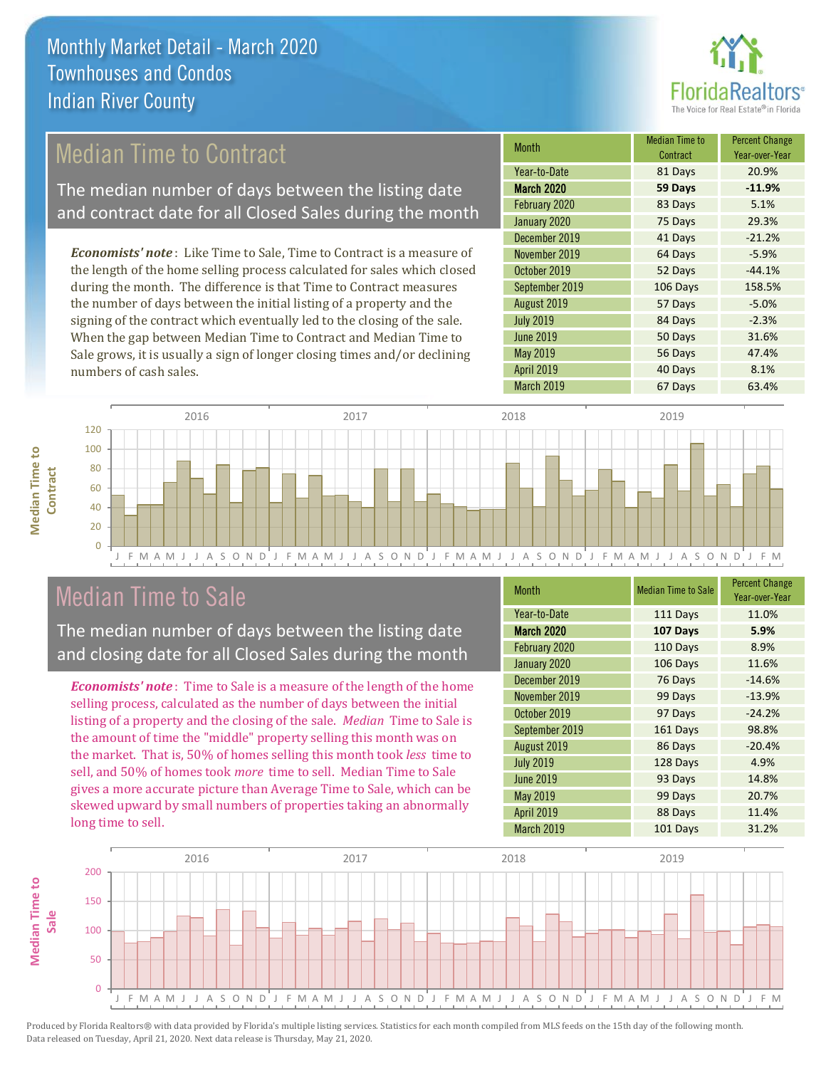# Monthly Market Detail - March 2020
## Townhouses and Condos
## Indian River County

## Median Time to Contract

The median number of days between the listing date and contract date for all Closed Sales during the month

*Economists' note*: Like Time to Sale, Time to Contract is a measure of the length of the home selling process calculated for sales which closed during the month. The difference is that Time to Contract measures the number of days between the initial listing of a property and the signing of the contract which eventually led to the closing of the sale. When the gap between Median Time to Contract and Median Time to Sale grows, it is usually a sign of longer closing times and/or declining numbers of cash sales.

| Month | Median Time to Contract | Percent Change Year-over-Year |
|---|---|---|
| Year-to-Date | 81 Days | 20.9% |
| **March 2020** | **59 Days** | **-11.9%** |
| February 2020 | 83 Days | 5.1% |
| January 2020 | 75 Days | 29.3% |
| December 2019 | 41 Days | -21.2% |
| November 2019 | 64 Days | -5.9% |
| October 2019 | 52 Days | -44.1% |
| September 2019 | 106 Days | 158.5% |
| August 2019 | 57 Days | -5.0% |
| July 2019 | 84 Days | -2.3% |
| June 2019 | 50 Days | 31.6% |
| May 2019 | 56 Days | 47.4% |
| April 2019 | 40 Days | 8.1% |
| March 2019 | 67 Days | 63.4% |

## Median Time to Sale

The median number of days between the listing date and closing date for all Closed Sales during the month

*Economists' note*: Time to Sale is a measure of the length of the home selling process, calculated as the number of days between the initial listing of a property and the closing of the sale. *Median* Time to Sale is the amount of time the "middle" property selling this month was on the market. That is, 50% of homes selling this month took *less* time to sell, and 50% of homes took *more* time to sell. Median Time to Sale gives a more accurate picture than Average Time to Sale, which can be skewed upward by small numbers of properties taking an abnormally long time to sell.

| Month | Median Time to Sale | Percent Change Year-over-Year |
|---|---|---|
| Year-to-Date | 111 Days | 11.0% |
| **March 2020** | **107 Days** | **5.9%** |
| February 2020 | 110 Days | 8.9% |
| January 2020 | 106 Days | 11.6% |
| December 2019 | 76 Days | -14.6% |
| November 2019 | 99 Days | -13.9% |
| October 2019 | 97 Days | -24.2% |
| September 2019 | 161 Days | 98.8% |
| August 2019 | 86 Days | -20.4% |
| July 2019 | 128 Days | 4.9% |
| June 2019 | 93 Days | 14.8% |
| May 2019 | 99 Days | 20.7% |
| April 2019 | 88 Days | 11.4% |
| March 2019 | 101 Days | 31.2% |

Produced by Florida Realtors® with data provided by Florida's multiple listing services. Statistics for each month compiled from MLS feeds on the 15th day of the following month. Data released on Tuesday, April 21, 2020. Next data release is Thursday, May 21, 2020.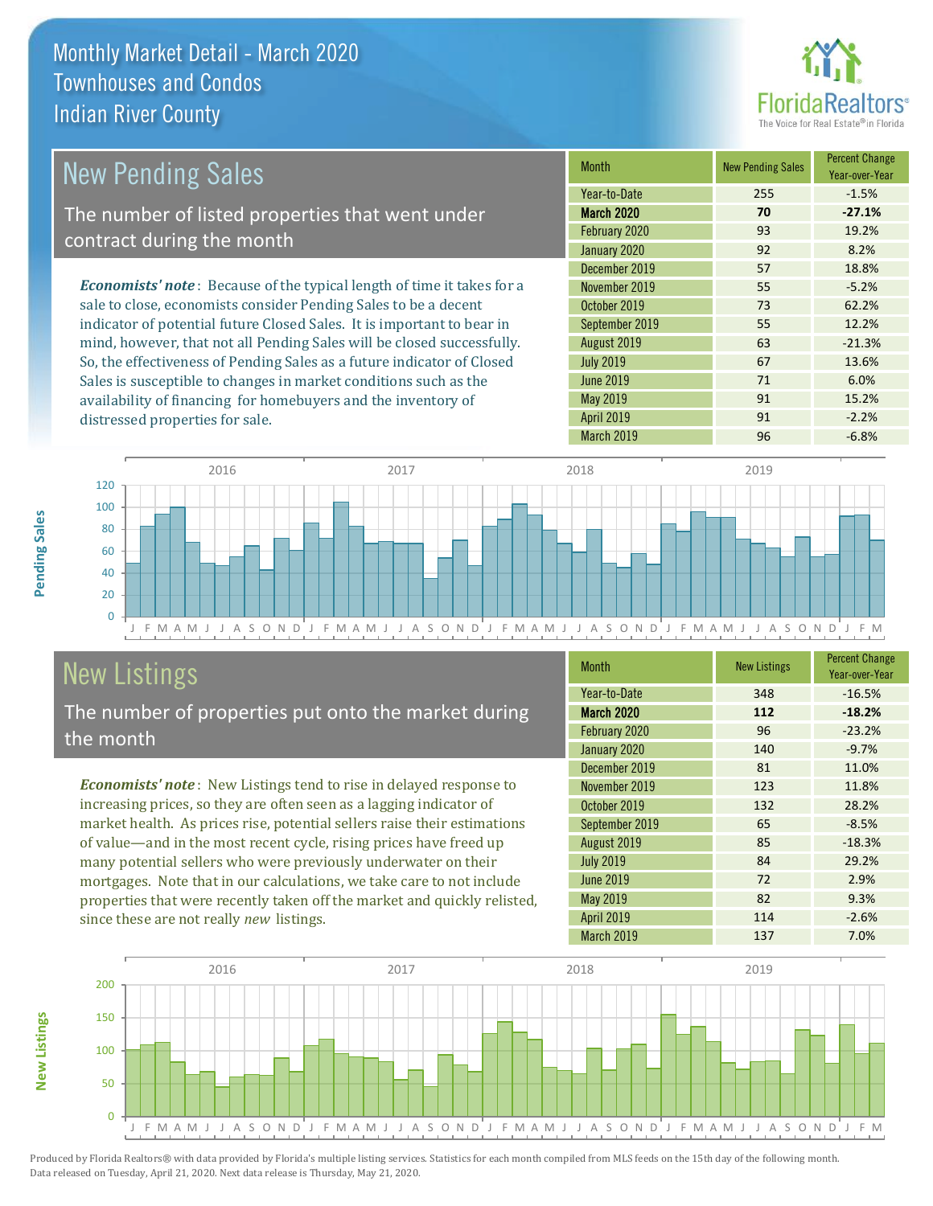# Monthly Market Detail - March 2020
## Townhouses and Condos
## Indian River County

## New Pending Sales

The number of listed properties that went under contract during the month

*Economists' note*: Because of the typical length of time it takes for a sale to close, economists consider Pending Sales to be a decent indicator of potential future Closed Sales. It is important to bear in mind, however, that not all Pending Sales will be closed successfully. So, the effectiveness of Pending Sales as a future indicator of Closed Sales is susceptible to changes in market conditions such as the availability of financing for homebuyers and the inventory of distressed properties for sale.

| Month | New Pending Sales | Percent Change Year-over-Year |
|---|---|---|
| Year-to-Date | 255 | -1.5% |
| **March 2020** | **70** | **-27.1%** |
| February 2020 | 93 | 19.2% |
| January 2020 | 92 | 8.2% |
| December 2019 | 57 | 18.8% |
| November 2019 | 55 | -5.2% |
| October 2019 | 73 | 62.2% |
| September 2019 | 55 | 12.2% |
| August 2019 | 63 | -21.3% |
| July 2019 | 67 | 13.6% |
| June 2019 | 71 | 6.0% |
| May 2019 | 91 | 15.2% |
| April 2019 | 91 | -2.2% |
| March 2019 | 96 | -6.8% |

## New Listings

The number of properties put onto the market during the month

*Economists' note*: New Listings tend to rise in delayed response to increasing prices, so they are often seen as a lagging indicator of market health. As prices rise, potential sellers raise their estimations of value—and in the most recent cycle, rising prices have freed up many potential sellers who were previously underwater on their mortgages. Note that in our calculations, we take care to not include properties that were recently taken off the market and quickly relisted, since these are not really *new* listings.

| Month | New Listings | Percent Change Year-over-Year |
|---|---|---|
| Year-to-Date | 348 | -16.5% |
| **March 2020** | **112** | **-18.2%** |
| February 2020 | 96 | -23.2% |
| January 2020 | 140 | -9.7% |
| December 2019 | 81 | 11.0% |
| November 2019 | 123 | 11.8% |
| October 2019 | 132 | 28.2% |
| September 2019 | 65 | -8.5% |
| August 2019 | 85 | -18.3% |
| July 2019 | 84 | 29.2% |
| June 2019 | 72 | 2.9% |
| May 2019 | 82 | 9.3% |
| April 2019 | 114 | -2.6% |
| March 2019 | 137 | 7.0% |

Produced by Florida Realtors® with data provided by Florida's multiple listing services. Statistics for each month compiled from MLS feeds on the 15th day of the following month. Data released on Tuesday, April 21, 2020. Next data release is Thursday, May 21, 2020.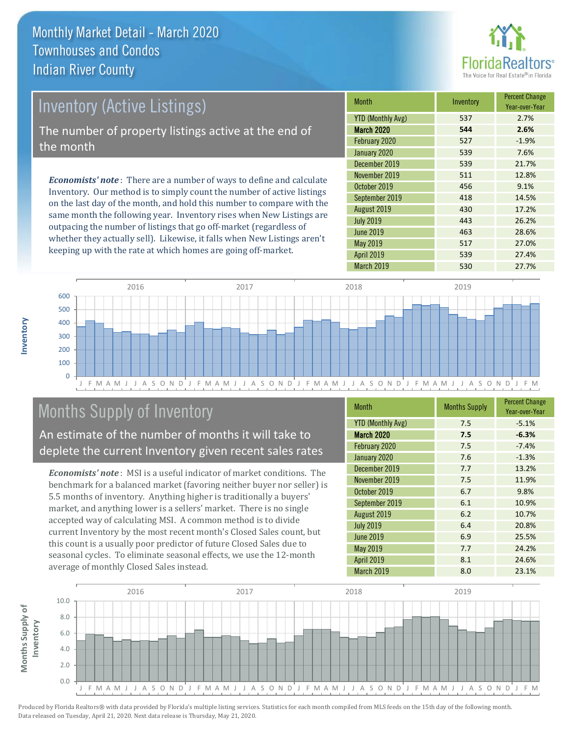# Monthly Market Detail - March 2020
## Townhouses and Condos
## Indian River County

## Inventory (Active Listings)

The number of property listings active at the end of the month

***Economists' note***: There are a number of ways to define and calculate Inventory. Our method is to simply count the number of active listings on the last day of the month, and hold this number to compare with the same month the following year. Inventory rises when New Listings are outpacing the number of listings that go off-market (regardless of whether they actually sell). Likewise, it falls when New Listings aren't keeping up with the rate at which homes are going off-market.

| Month | Inventory | Percent Change Year-over-Year |
|---|---|---|
| YTD (Monthly Avg) | 537 | 2.7% |
| **March 2020** | **544** | **2.6%** |
| February 2020 | 527 | -1.9% |
| January 2020 | 539 | 7.6% |
| December 2019 | 539 | 21.7% |
| November 2019 | 511 | 12.8% |
| October 2019 | 456 | 9.1% |
| September 2019 | 418 | 14.5% |
| August 2019 | 430 | 17.2% |
| July 2019 | 443 | 26.2% |
| June 2019 | 463 | 28.6% |
| May 2019 | 517 | 27.0% |
| April 2019 | 539 | 27.4% |
| March 2019 | 530 | 27.7% |

## Months Supply of Inventory

An estimate of the number of months it will take to deplete the current Inventory given recent sales rates

***Economists' note***: MSI is a useful indicator of market conditions. The benchmark for a balanced market (favoring neither buyer nor seller) is 5.5 months of inventory. Anything higher is traditionally a buyers' market, and anything lower is a sellers' market. There is no single accepted way of calculating MSI. A common method is to divide current Inventory by the most recent month's Closed Sales count, but this count is a usually poor predictor of future Closed Sales due to seasonal cycles. To eliminate seasonal effects, we use the 12-month average of monthly Closed Sales instead.

| Month | Months Supply | Percent Change Year-over-Year |
|---|---|---|
| YTD (Monthly Avg) | 7.5 | -5.1% |
| **March 2020** | **7.5** | **-6.3%** |
| February 2020 | 7.5 | -7.4% |
| January 2020 | 7.6 | -1.3% |
| December 2019 | 7.7 | 13.2% |
| November 2019 | 7.5 | 11.9% |
| October 2019 | 6.7 | 9.8% |
| September 2019 | 6.1 | 10.9% |
| August 2019 | 6.2 | 10.7% |
| July 2019 | 6.4 | 20.8% |
| June 2019 | 6.9 | 25.5% |
| May 2019 | 7.7 | 24.2% |
| April 2019 | 8.1 | 24.6% |
| March 2019 | 8.0 | 23.1% |

Produced by Florida Realtors® with data provided by Florida's multiple listing services. Statistics for each month compiled from MLS feeds on the 15th day of the following month. Data released on Tuesday, April 21, 2020. Next data release is Thursday, May 21, 2020.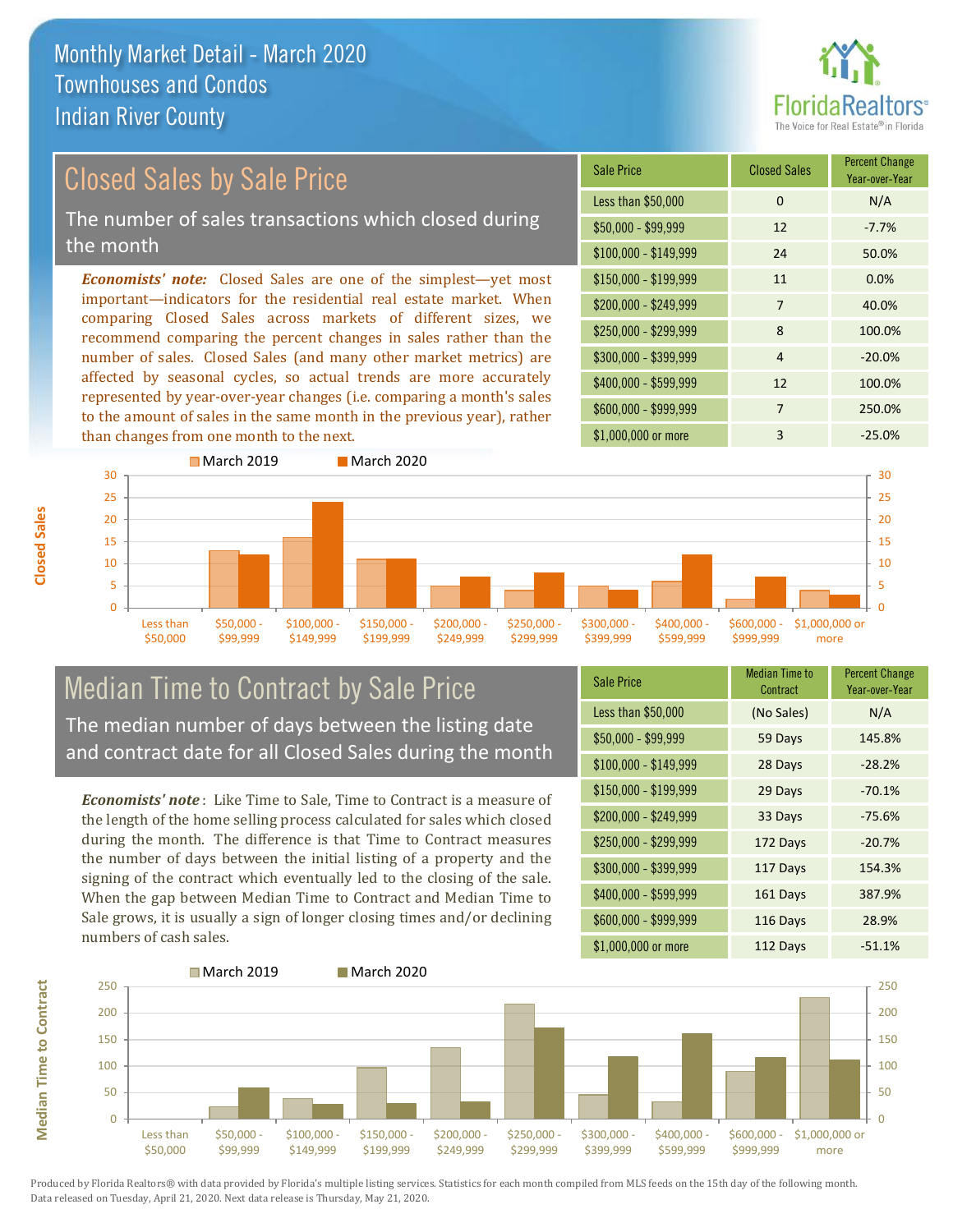# Monthly Market Detail - March 2020
## Townhouses and Condos
## Indian River County

## Closed Sales by Sale Price

The number of sales transactions which closed during the month

***Economists' note:*** Closed Sales are one of the simplest—yet most important—indicators for the residential real estate market. When comparing Closed Sales across markets of different sizes, we recommend comparing the percent changes in sales rather than the number of sales. Closed Sales (and many other market metrics) are affected by seasonal cycles, so actual trends are more accurately represented by year-over-year changes (i.e. comparing a month's sales to the amount of sales in the same month in the previous year), rather than changes from one month to the next.

| Sale Price | Closed Sales | Percent Change Year-over-Year |
|---|---|---|
| Less than $50,000 | 0 | N/A |
| $50,000 - $99,999 | 12 | -7.7% |
| $100,000 - $149,999 | 24 | 50.0% |
| $150,000 - $199,999 | 11 | 0.0% |
| $200,000 - $249,999 | 7 | 40.0% |
| $250,000 - $299,999 | 8 | 100.0% |
| $300,000 - $399,999 | 4 | -20.0% |
| $400,000 - $599,999 | 12 | 100.0% |
| $600,000 - $999,999 | 7 | 250.0% |
| $1,000,000 or more | 3 | -25.0% |

## Median Time to Contract by Sale Price

The median number of days between the listing date and contract date for all Closed Sales during the month

***Economists' note***: Like Time to Sale, Time to Contract is a measure of the length of the home selling process calculated for sales which closed during the month. The difference is that Time to Contract measures the number of days between the initial listing of a property and the signing of the contract which eventually led to the closing of the sale. When the gap between Median Time to Contract and Median Time to Sale grows, it is usually a sign of longer closing times and/or declining numbers of cash sales.

| Sale Price | Median Time to Contract | Percent Change Year-over-Year |
|---|---|---|
| Less than $50,000 | (No Sales) | N/A |
| $50,000 - $99,999 | 59 Days | 145.8% |
| $100,000 - $149,999 | 28 Days | -28.2% |
| $150,000 - $199,999 | 29 Days | -70.1% |
| $200,000 - $249,999 | 33 Days | -75.6% |
| $250,000 - $299,999 | 172 Days | -20.7% |
| $300,000 - $399,999 | 117 Days | 154.3% |
| $400,000 - $599,999 | 161 Days | 387.9% |
| $600,000 - $999,999 | 116 Days | 28.9% |
| $1,000,000 or more | 112 Days | -51.1% |

Produced by Florida Realtors® with data provided by Florida's multiple listing services. Statistics for each month compiled from MLS feeds on the 15th day of the following month. Data released on Tuesday, April 21, 2020. Next data release is Thursday, May 21, 2020.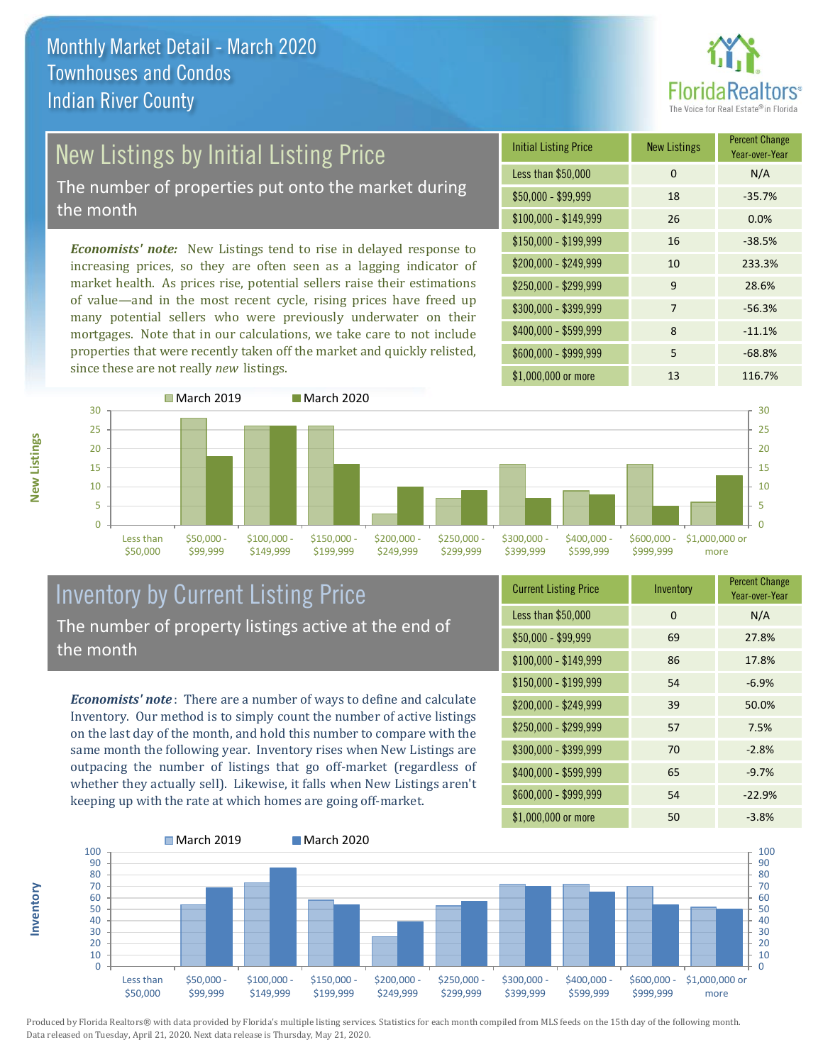# Monthly Market Detail - March 2020
## Townhouses and Condos
## Indian River County

## New Listings by Initial Listing Price

The number of properties put onto the market during the month

***Economists' note:*** New Listings tend to rise in delayed response to increasing prices, so they are often seen as a lagging indicator of market health. As prices rise, potential sellers raise their estimations of value—and in the most recent cycle, rising prices have freed up many potential sellers who were previously underwater on their mortgages. Note that in our calculations, we take care to not include properties that were recently taken off the market and quickly relisted, since these are not really *new* listings.

| Initial Listing Price | New Listings | Percent Change Year-over-Year |
|---|---|---|
| Less than $50,000 | 0 | N/A |
| $50,000 - $99,999 | 18 | -35.7% |
| $100,000 - $149,999 | 26 | 0.0% |
| $150,000 - $199,999 | 16 | -38.5% |
| $200,000 - $249,999 | 10 | 233.3% |
| $250,000 - $299,999 | 9 | 28.6% |
| $300,000 - $399,999 | 7 | -56.3% |
| $400,000 - $599,999 | 8 | -11.1% |
| $600,000 - $999,999 | 5 | -68.8% |
| $1,000,000 or more | 13 | 116.7% |

## Inventory by Current Listing Price

The number of property listings active at the end of the month

***Economists' note***: There are a number of ways to define and calculate Inventory. Our method is to simply count the number of active listings on the last day of the month, and hold this number to compare with the same month the following year. Inventory rises when New Listings are outpacing the number of listings that go off-market (regardless of whether they actually sell). Likewise, it falls when New Listings aren't keeping up with the rate at which homes are going off-market.

| Current Listing Price | Inventory | Percent Change Year-over-Year |
|---|---|---|
| Less than $50,000 | 0 | N/A |
| $50,000 - $99,999 | 69 | 27.8% |
| $100,000 - $149,999 | 86 | 17.8% |
| $150,000 - $199,999 | 54 | -6.9% |
| $200,000 - $249,999 | 39 | 50.0% |
| $250,000 - $299,999 | 57 | 7.5% |
| $300,000 - $399,999 | 70 | -2.8% |
| $400,000 - $599,999 | 65 | -9.7% |
| $600,000 - $999,999 | 54 | -22.9% |
| $1,000,000 or more | 50 | -3.8% |

Produced by Florida Realtors® with data provided by Florida's multiple listing services. Statistics for each month compiled from MLS feeds on the 15th day of the following month. Data released on Tuesday, April 21, 2020. Next data release is Thursday, May 21, 2020.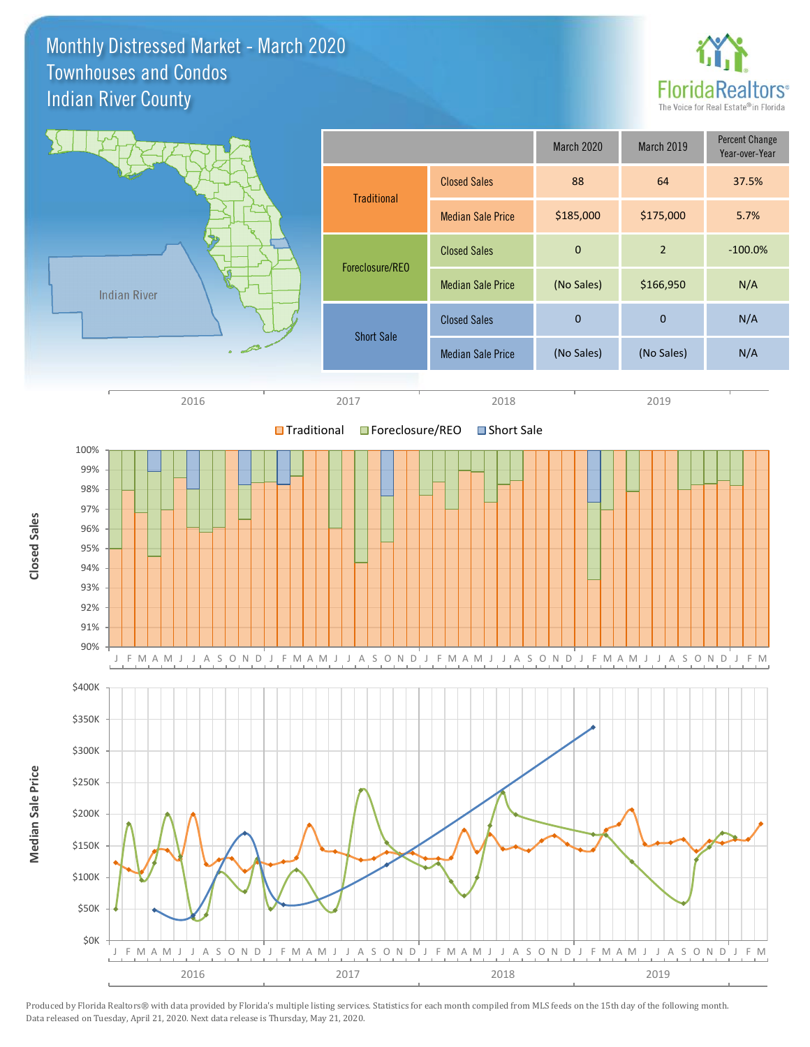# Monthly Distressed Market - March 2020
## Townhouses and Condos
## Indian River County

FloridaRealtors®
The Voice for Real Estate® in Florida

Indian River

| | | March 2020 | March 2019 | Percent Change Year-over-Year |
|---|---|---|---|---|
| Traditional | Closed Sales | 88 | 64 | 37.5% |
| | Median Sale Price | $185,000 | $175,000 | 5.7% |
| Foreclosure/REO | Closed Sales | 0 | 2 | -100.0% |
| | Median Sale Price | (No Sales) | $166,950 | N/A |
| Short Sale | Closed Sales | 0 | 0 | N/A |
| | Median Sale Price | (No Sales) | (No Sales) | N/A |

2016 2017 2018 2019

Traditional Foreclosure/REO Short Sale

Closed Sales

100% 99% 98% 97% 96% 95% 94% 93% 92% 91% 90%

J F M A M J J A S O N D J F M A M J J A S O N D J F M A M J J A S O N D J F M A M J J A S O N D J F M

Median Sale Price

$400K $350K $300K $250K $200K $150K $100K $50K $0K

J F M A M J J A S O N D J F M A M J J A S O N D J F M A M J J A S O N D J F M A M J J A S O N D J F M

2016 2017 2018 2019

Produced by Florida Realtors® with data provided by Florida's multiple listing services. Statistics for each month compiled from MLS feeds on the 15th day of the following month. Data released on Tuesday, April 21, 2020. Next data release is Thursday, May 21, 2020.